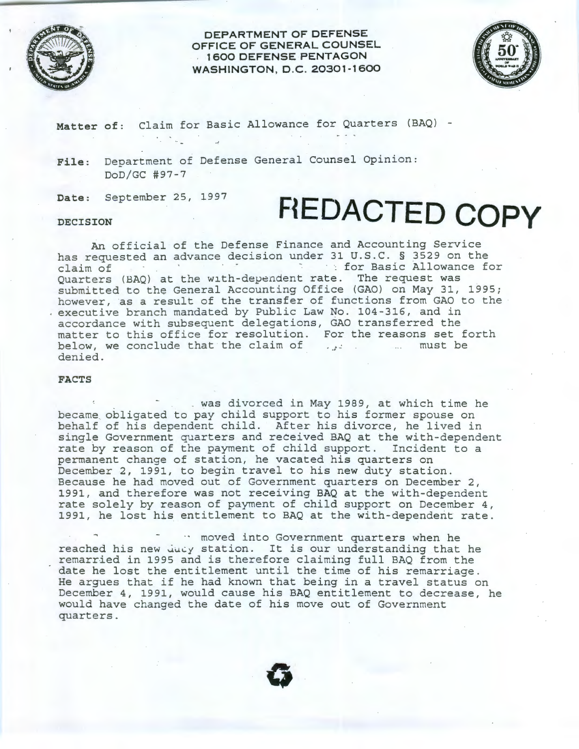**DEPARTMENT OF DEFENSE**
**OFFICE OF GENERAL COUNSEL**
**1600 DEFENSE PENTAGON**
**WASHINGTON, D.C. 20301-1600**

**Matter of:** Claim for Basic Allowance for Quarters (BAQ) -

**File:** Department of Defense General Counsel Opinion: DoD/GC #97-7

**Date:** September 25, 1997

# REDACTED COPY

**DECISION**

An official of the Defense Finance and Accounting Service has requested an advance decision under 31 U.S.C. § 3529 on the claim of for Basic Allowance for Quarters (BAQ) at the with-dependent rate. The request was submitted to the General Accounting Office (GAO) on May 31, 1995; however, as a result of the transfer of functions from GAO to the executive branch mandated by Public Law No. 104-316, and in accordance with subsequent delegations, GAO transferred the matter to this office for resolution. For the reasons set forth below, we conclude that the claim of must be denied.

**FACTS**

was divorced in May 1989, at which time he became obligated to pay child support to his former spouse on behalf of his dependent child. After his divorce, he lived in single Government quarters and received BAQ at the with-dependent rate by reason of the payment of child support. Incident to a permanent change of station, he vacated his quarters on December 2, 1991, to begin travel to his new duty station. Because he had moved out of Government quarters on December 2, 1991, and therefore was not receiving BAQ at the with-dependent rate solely by reason of payment of child support on December 4, 1991, he lost his entitlement to BAQ at the with-dependent rate.

moved into Government quarters when he reached his new duty station. It is our understanding that he remarried in 1995 and is therefore claiming full BAQ from the date he lost the entitlement until the time of his remarriage. He argues that if he had known that being in a travel status on December 4, 1991, would cause his BAQ entitlement to decrease, he would have changed the date of his move out of Government quarters.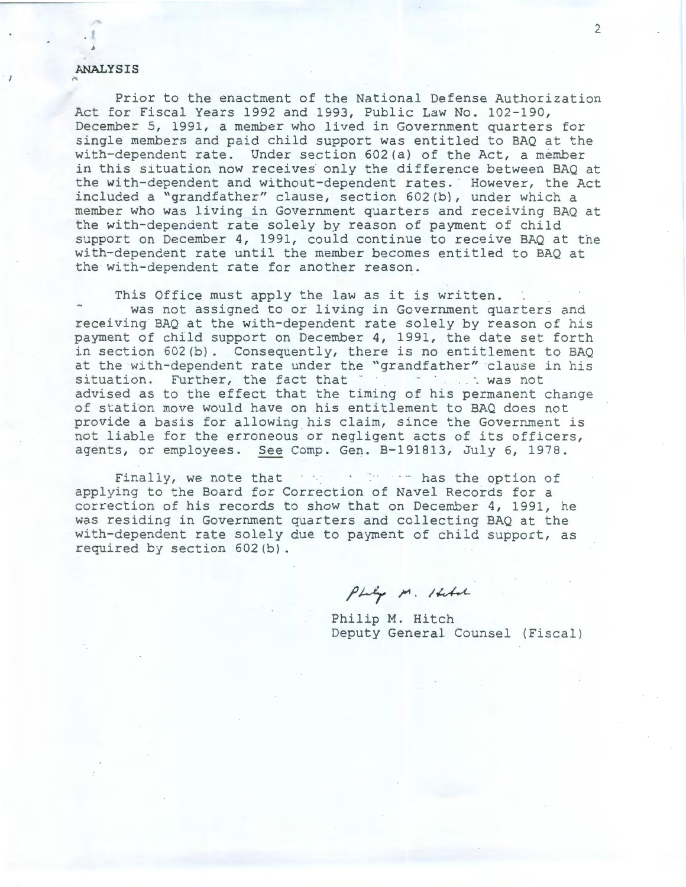**ANALYSIS**

Prior to the enactment of the National Defense Authorization Act for Fiscal Years 1992 and 1993, Public Law No. 102-190, December 5, 1991, a member who lived in Government quarters for single members and paid child support was entitled to BAQ at the with-dependent rate. Under section 602(a) of the Act, a member in this situation now receives only the difference between BAQ at the with-dependent and without-dependent rates. However, the Act included a "grandfather" clause, section 602(b), under which a member who was living in Government quarters and receiving BAQ at the with-dependent rate solely by reason of payment of child support on December 4, 1991, could continue to receive BAQ at the with-dependent rate until the member becomes entitled to BAQ at the with-dependent rate for another reason.

This Office must apply the law as it is written. was not assigned to or living in Government quarters and receiving BAQ at the with-dependent rate solely by reason of his payment of child support on December 4, 1991, the date set forth in section 602(b). Consequently, there is no entitlement to BAQ at the with-dependent rate under the "grandfather" clause in his situation. Further, the fact that was not advised as to the effect that the timing of his permanent change of station move would have on his entitlement to BAQ does not provide a basis for allowing his claim, since the Government is not liable for the erroneous or negligent acts of its officers, agents, or employees. See Comp. Gen. B-191813, July 6, 1978.

Finally, we note that has the option of applying to the Board for Correction of Navel Records for a correction of his records to show that on December 4, 1991, he was residing in Government quarters and collecting BAQ at the with-dependent rate solely due to payment of child support, as required by section 602(b).

Philip M. Hitch

Philip M. Hitch
Deputy General Counsel (Fiscal)